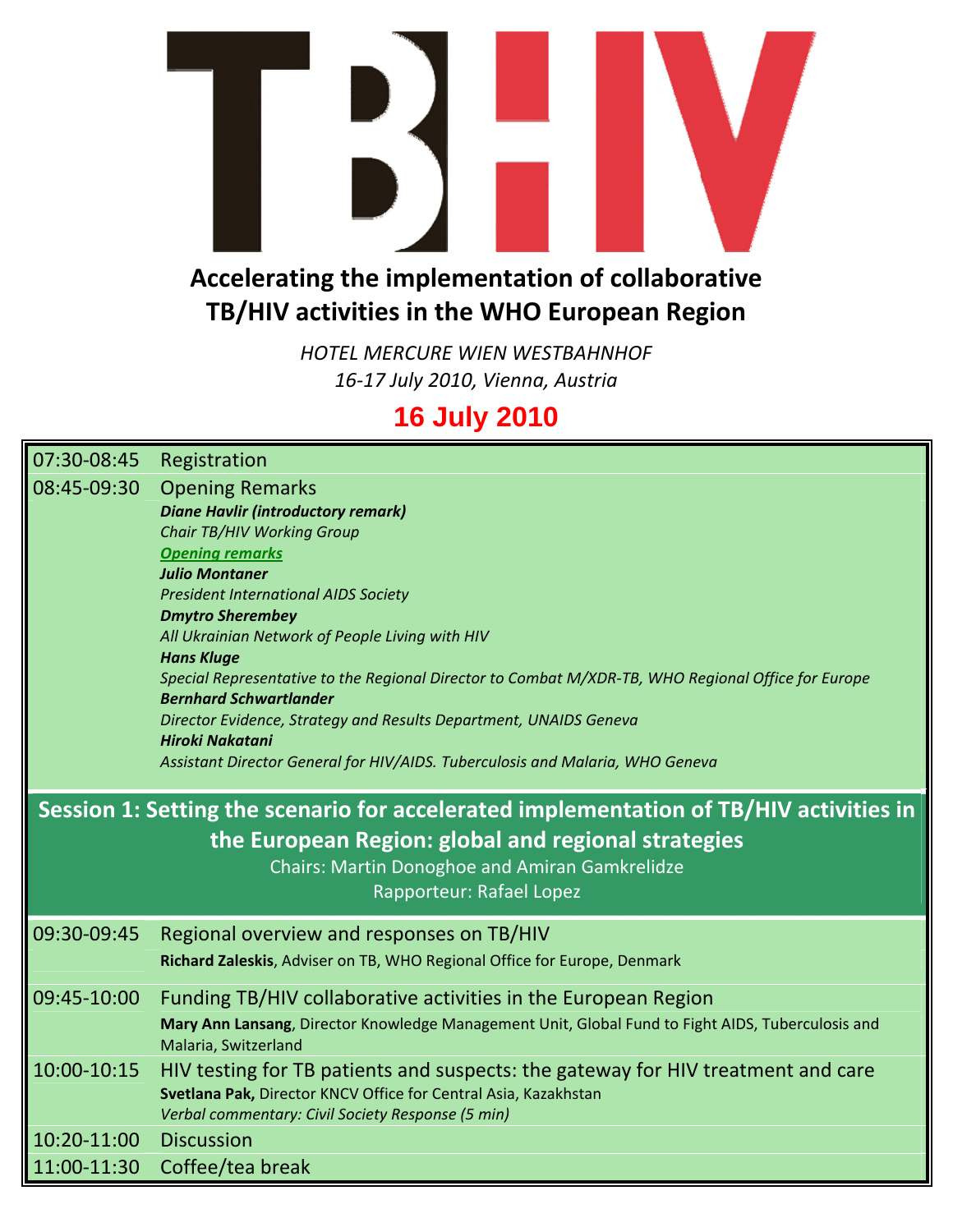# TB/HIV

## Accelerating the implementation of collaborative TB/HIV activities in the WHO European Region

*HOTEL MERCURE WIEN WESTBAHNHOF*
*16-17 July 2010, Vienna, Austria*

## 16 July 2010

| Time | Programme |
|---|---|
| 07:30-08:45 | Registration |
| 08:45-09:30 | Opening Remarks<br>***Diane Havlir (introductory remark)***<br>*Chair TB/HIV Working Group*<br>***Opening remarks***<br>***Julio Montaner***<br>*President International AIDS Society*<br>***Dmytro Sherembey***<br>*All Ukrainian Network of People Living with HIV*<br>***Hans Kluge***<br>*Special Representative to the Regional Director to Combat M/XDR-TB, WHO Regional Office for Europe*<br>***Bernhard Schwartlander***<br>*Director Evidence, Strategy and Results Department, UNAIDS Geneva*<br>***Hiroki Nakatani***<br>*Assistant Director General for HIV/AIDS. Tuberculosis and Malaria, WHO Geneva* |

### Session 1: Setting the scenario for accelerated implementation of TB/HIV activities in the European Region: global and regional strategies

Chairs: Martin Donoghoe and Amiran Gamkrelidze
Rapporteur: Rafael Lopez

| Time | Programme |
|---|---|
| 09:30-09:45 | Regional overview and responses on TB/HIV<br>**Richard Zaleskis**, Adviser on TB, WHO Regional Office for Europe, Denmark |
| 09:45-10:00 | Funding TB/HIV collaborative activities in the European Region<br>**Mary Ann Lansang**, Director Knowledge Management Unit, Global Fund to Fight AIDS, Tuberculosis and Malaria, Switzerland |
| 10:00-10:15 | HIV testing for TB patients and suspects: the gateway for HIV treatment and care<br>**Svetlana Pak,** Director KNCV Office for Central Asia, Kazakhstan<br>*Verbal commentary: Civil Society Response (5 min)* |
| 10:20-11:00 | Discussion |
| 11:00-11:30 | Coffee/tea break |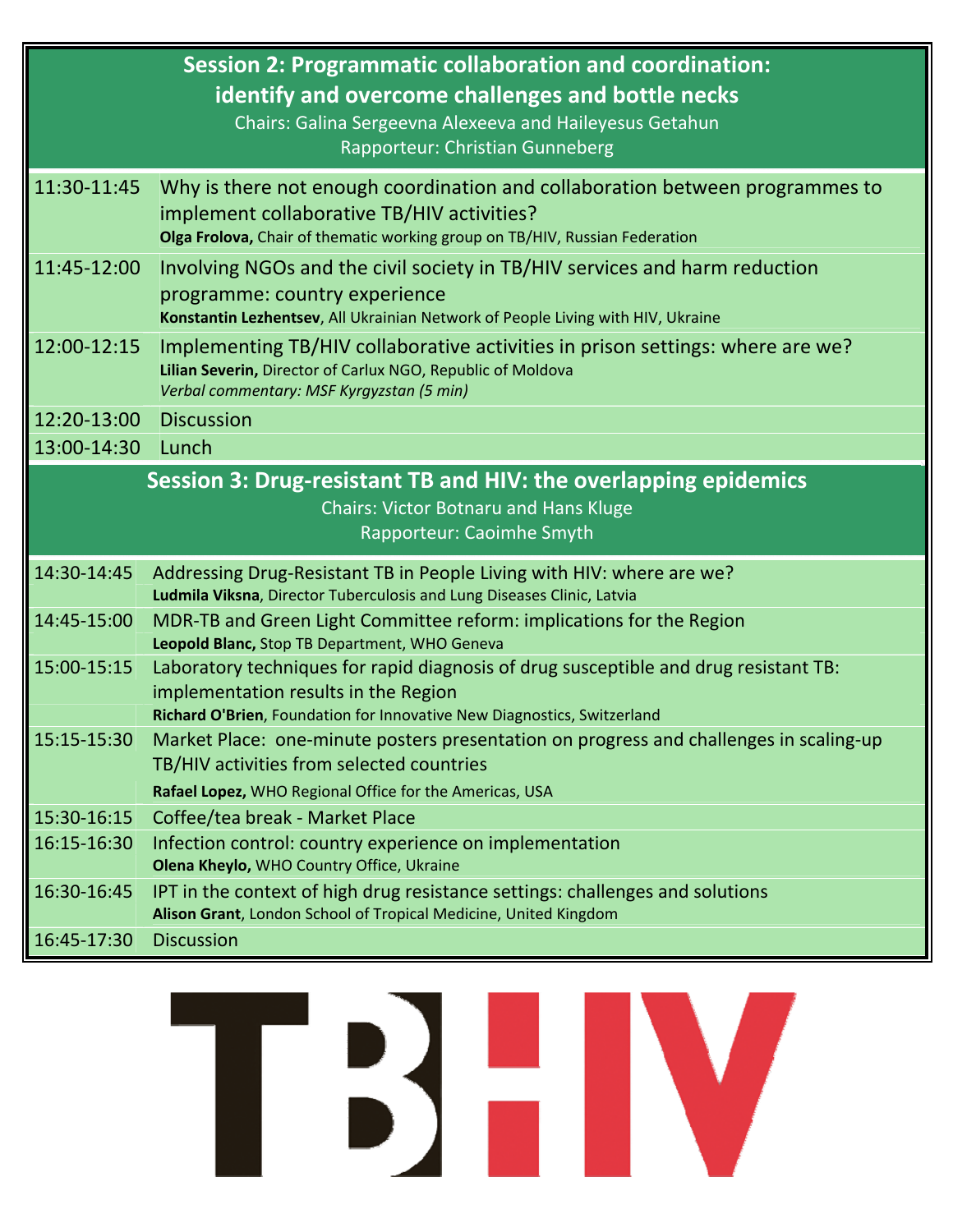## Session 2: Programmatic collaboration and coordination: identify and overcome challenges and bottle necks

Chairs: Galina Sergeevna Alexeeva and Haileyesus Getahun
Rapporteur: Christian Gunneberg

| | |
|---|---|
| 11:30-11:45 | Why is there not enough coordination and collaboration between programmes to implement collaborative TB/HIV activities?<br>**Olga Frolova,** Chair of thematic working group on TB/HIV, Russian Federation |
| 11:45-12:00 | Involving NGOs and the civil society in TB/HIV services and harm reduction programme: country experience<br>**Konstantin Lezhentsev**, All Ukrainian Network of People Living with HIV, Ukraine |
| 12:00-12:15 | Implementing TB/HIV collaborative activities in prison settings: where are we?<br>**Lilian Severin,** Director of Carlux NGO, Republic of Moldova<br>*Verbal commentary: MSF Kyrgyzstan (5 min)* |
| 12:20-13:00 | Discussion |
| 13:00-14:30 | Lunch |

## Session 3: Drug-resistant TB and HIV: the overlapping epidemics

Chairs: Victor Botnaru and Hans Kluge
Rapporteur: Caoimhe Smyth

| | |
|---|---|
| 14:30-14:45 | Addressing Drug-Resistant TB in People Living with HIV: where are we?<br>**Ludmila Viksna**, Director Tuberculosis and Lung Diseases Clinic, Latvia |
| 14:45-15:00 | MDR-TB and Green Light Committee reform: implications for the Region<br>**Leopold Blanc,** Stop TB Department, WHO Geneva |
| 15:00-15:15 | Laboratory techniques for rapid diagnosis of drug susceptible and drug resistant TB: implementation results in the Region<br>**Richard O'Brien**, Foundation for Innovative New Diagnostics, Switzerland |
| 15:15-15:30 | Market Place: one-minute posters presentation on progress and challenges in scaling-up TB/HIV activities from selected countries<br>**Rafael Lopez,** WHO Regional Office for the Americas, USA |
| 15:30-16:15 | Coffee/tea break - Market Place |
| 16:15-16:30 | Infection control: country experience on implementation<br>**Olena Kheylo,** WHO Country Office, Ukraine |
| 16:30-16:45 | IPT in the context of high drug resistance settings: challenges and solutions<br>**Alison Grant**, London School of Tropical Medicine, United Kingdom |
| 16:45-17:30 | Discussion |

TB:HIV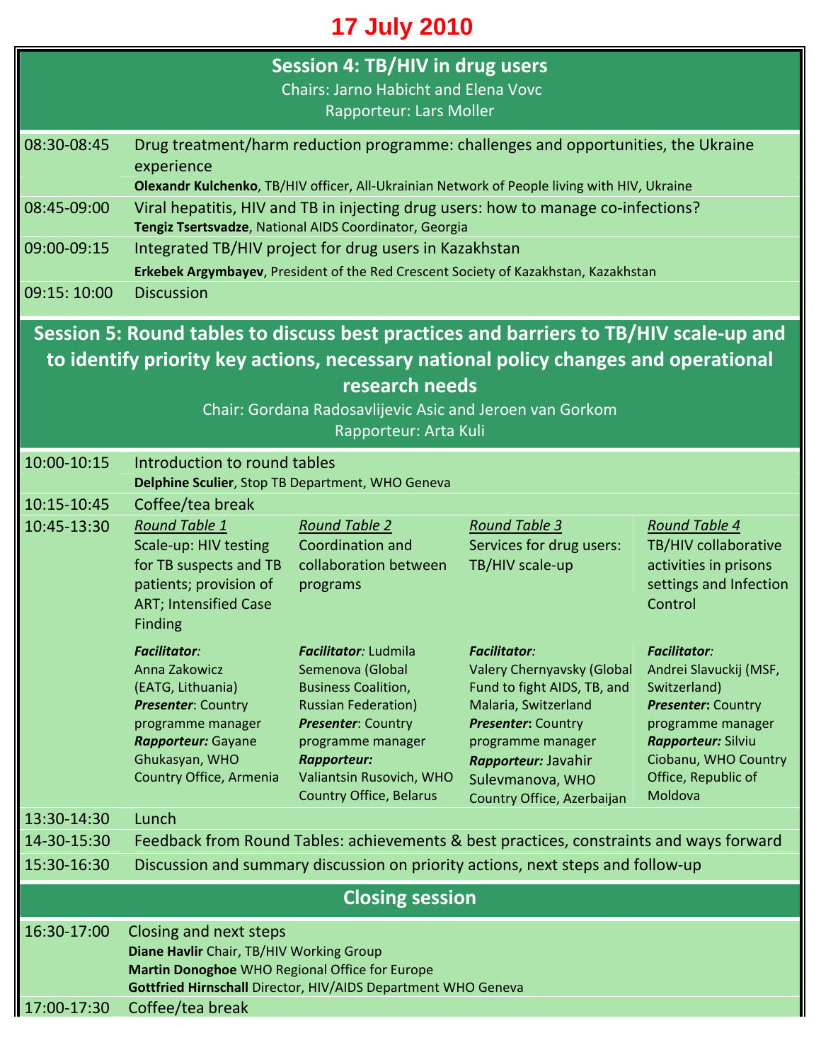# 17 July 2010

## Session 4: TB/HIV in drug users

Chairs: Jarno Habicht and Elena Vovc

Rapporteur: Lars Moller

| | |
|---|---|
| 08:30-08:45 | Drug treatment/harm reduction programme: challenges and opportunities, the Ukraine experience<br>**Olexandr Kulchenko**, TB/HIV officer, All-Ukrainian Network of People living with HIV, Ukraine |
| 08:45-09:00 | Viral hepatitis, HIV and TB in injecting drug users: how to manage co-infections?<br>**Tengiz Tsertsvadze**, National AIDS Coordinator, Georgia |
| 09:00-09:15 | Integrated TB/HIV project for drug users in Kazakhstan<br>**Erkebek Argymbayev**, President of the Red Crescent Society of Kazakhstan, Kazakhstan |
| 09:15: 10:00 | Discussion |

## Session 5: Round tables to discuss best practices and barriers to TB/HIV scale-up and to identify priority key actions, necessary national policy changes and operational research needs

Chair: Gordana Radosavlijevic Asic and Jeroen van Gorkom

Rapporteur: Arta Kuli

| | | | | |
|---|---|---|---|---|
| 10:00-10:15 | Introduction to round tables<br>**Delphine Sculier**, Stop TB Department, WHO Geneva | | | |
| 10:15-10:45 | Coffee/tea break | | | |
| 10:45-13:30 | *Round Table 1*<br>Scale-up: HIV testing for TB suspects and TB patients; provision of ART; Intensified Case Finding<br><br>***Facilitator***: Anna Zakowicz (EATG, Lithuania)<br>***Presenter***: Country programme manager<br>***Rapporteur:*** Gayane Ghukasyan, WHO Country Office, Armenia | *Round Table 2*<br>Coordination and collaboration between programs<br><br>***Facilitator***: Ludmila Semenova (Global Business Coalition, Russian Federation)<br>***Presenter***: Country programme manager<br>***Rapporteur:*** Valiantsin Rusovich, WHO Country Office, Belarus | *Round Table 3*<br>Services for drug users: TB/HIV scale-up<br><br>***Facilitator***: Valery Chernyavsky (Global Fund to fight AIDS, TB, and Malaria, Switzerland<br>***Presenter:*** Country programme manager<br>***Rapporteur:*** Javahir Sulevmanova, WHO Country Office, Azerbaijan | *Round Table 4*<br>TB/HIV collaborative activities in prisons settings and Infection Control<br><br>***Facilitator***: Andrei Slavuckij (MSF, Switzerland)<br>***Presenter:*** Country programme manager<br>***Rapporteur:*** Silviu Ciobanu, WHO Country Office, Republic of Moldova |
| 13:30-14:30 | Lunch | | | |
| 14-30-15:30 | Feedback from Round Tables: achievements & best practices, constraints and ways forward | | | |
| 15:30-16:30 | Discussion and summary discussion on priority actions, next steps and follow-up | | | |

## Closing session

| | |
|---|---|
| 16:30-17:00 | Closing and next steps<br>**Diane Havlir** Chair, TB/HIV Working Group<br>**Martin Donoghoe** WHO Regional Office for Europe<br>**Gottfried Hirnschall** Director, HIV/AIDS Department WHO Geneva |
| 17:00-17:30 | Coffee/tea break |